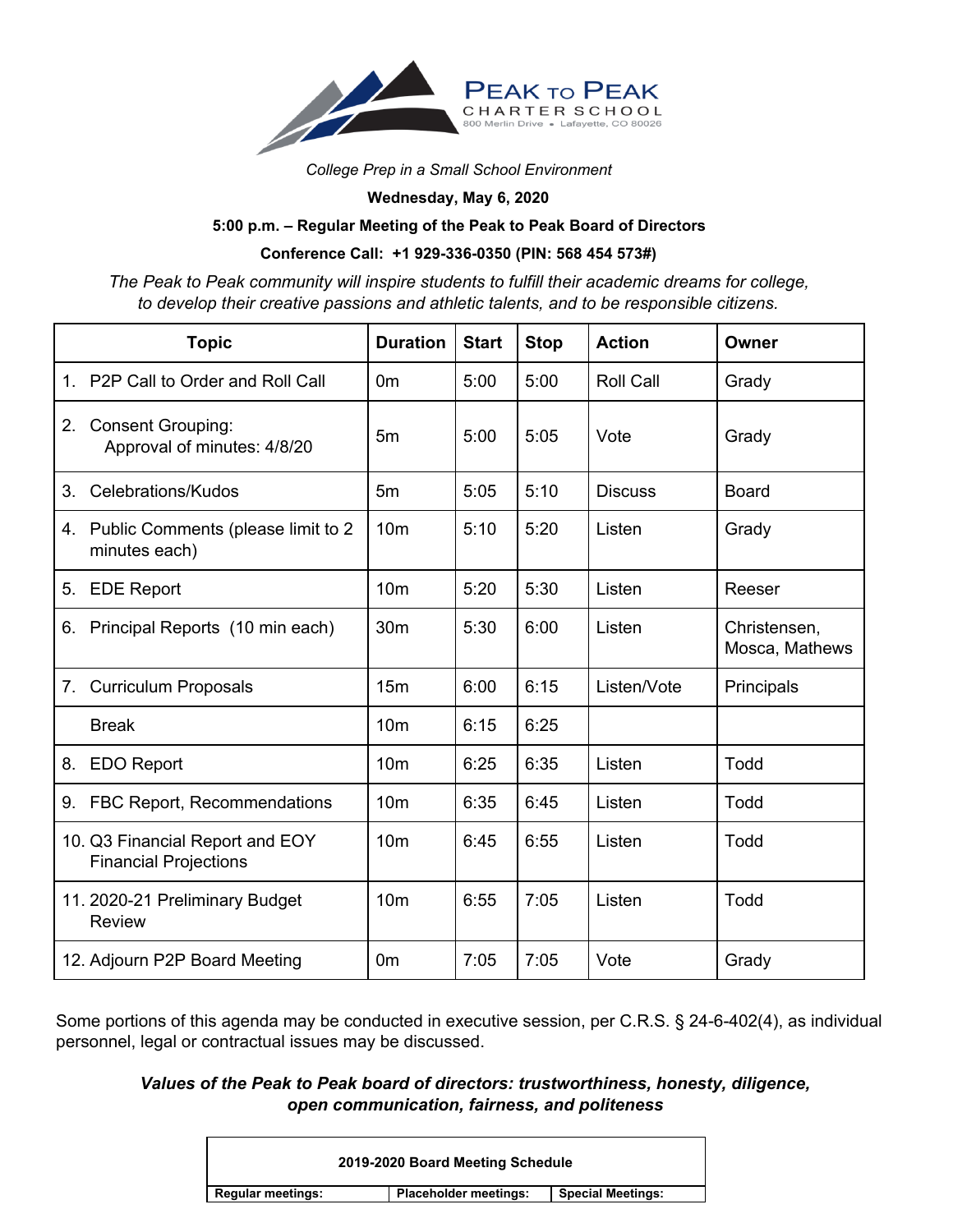# PEAK TO PEAK CHARTER SCHOOL

800 Merlin Drive • Lafayette, CO 80026

*College Prep in a Small School Environment*

**Wednesday, May 6, 2020**

**5:00 p.m. – Regular Meeting of the Peak to Peak Board of Directors**

**Conference Call: +1 929-336-0350 (PIN: 568 454 573#)**

*The Peak to Peak community will inspire students to fulfill their academic dreams for college, to develop their creative passions and athletic talents, and to be responsible citizens.*

| Topic | Duration | Start | Stop | Action | Owner |
|---|---|---|---|---|---|
| 1. P2P Call to Order and Roll Call | 0m | 5:00 | 5:00 | Roll Call | Grady |
| 2. Consent Grouping: Approval of minutes: 4/8/20 | 5m | 5:00 | 5:05 | Vote | Grady |
| 3. Celebrations/Kudos | 5m | 5:05 | 5:10 | Discuss | Board |
| 4. Public Comments (please limit to 2 minutes each) | 10m | 5:10 | 5:20 | Listen | Grady |
| 5. EDE Report | 10m | 5:20 | 5:30 | Listen | Reeser |
| 6. Principal Reports (10 min each) | 30m | 5:30 | 6:00 | Listen | Christensen, Mosca, Mathews |
| 7. Curriculum Proposals | 15m | 6:00 | 6:15 | Listen/Vote | Principals |
| Break | 10m | 6:15 | 6:25 | | |
| 8. EDO Report | 10m | 6:25 | 6:35 | Listen | Todd |
| 9. FBC Report, Recommendations | 10m | 6:35 | 6:45 | Listen | Todd |
| 10. Q3 Financial Report and EOY Financial Projections | 10m | 6:45 | 6:55 | Listen | Todd |
| 11. 2020-21 Preliminary Budget Review | 10m | 6:55 | 7:05 | Listen | Todd |
| 12. Adjourn P2P Board Meeting | 0m | 7:05 | 7:05 | Vote | Grady |

Some portions of this agenda may be conducted in executive session, per C.R.S. § 24-6-402(4), as individual personnel, legal or contractual issues may be discussed.

***Values of the Peak to Peak board of directors: trustworthiness, honesty, diligence, open communication, fairness, and politeness***

| 2019-2020 Board Meeting Schedule | | |
|---|---|---|
| **Regular meetings:** | **Placeholder meetings:** | **Special Meetings:** |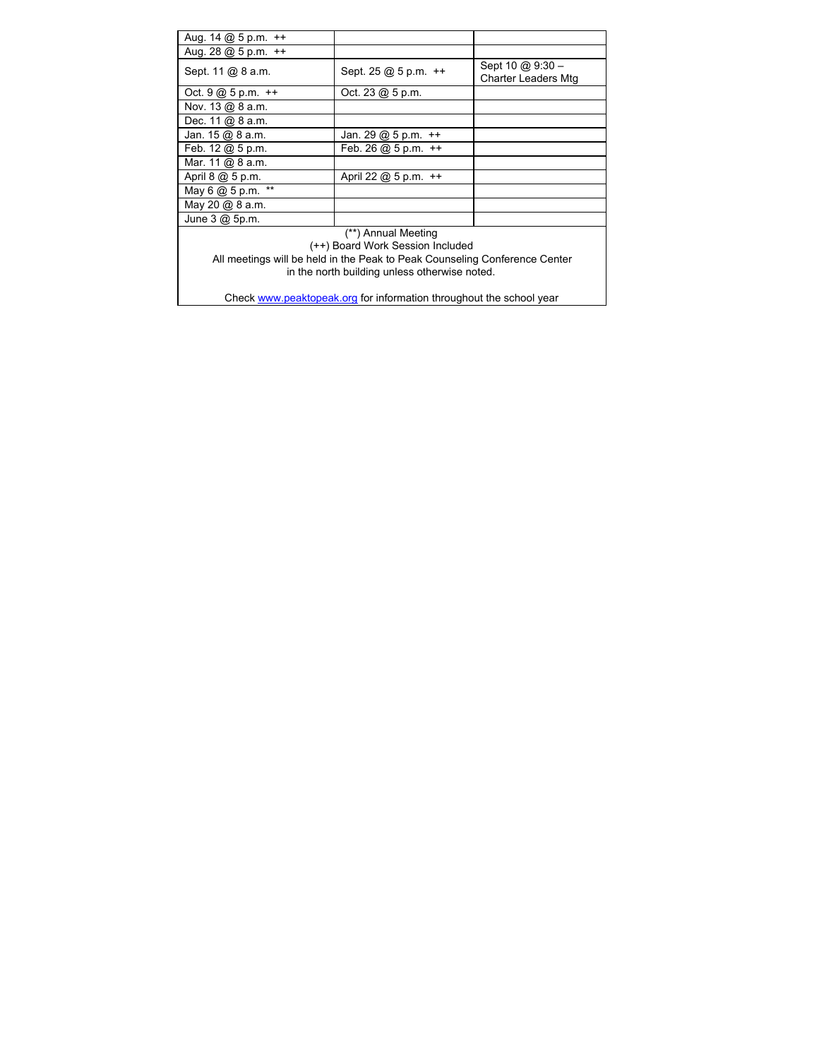| | | |
|---|---|---|
| Aug. 14 @ 5 p.m. ++ | | |
| Aug. 28 @ 5 p.m. ++ | | |
| Sept. 11 @ 8 a.m. | Sept. 25 @ 5 p.m. ++ | Sept 10 @ 9:30 – Charter Leaders Mtg |
| Oct. 9 @ 5 p.m. ++ | Oct. 23 @ 5 p.m. | |
| Nov. 13 @ 8 a.m. | | |
| Dec. 11 @ 8 a.m. | | |
| Jan. 15 @ 8 a.m. | Jan. 29 @ 5 p.m. ++ | |
| Feb. 12 @ 5 p.m. | Feb. 26 @ 5 p.m. ++ | |
| Mar. 11 @ 8 a.m. | | |
| April 8 @ 5 p.m. | April 22 @ 5 p.m. ++ | |
| May 6 @ 5 p.m. ** | | |
| May 20 @ 8 a.m. | | |
| June 3 @ 5p.m. | | |

(**) Annual Meeting

(++) Board Work Session Included

All meetings will be held in the Peak to Peak Counseling Conference Center in the north building unless otherwise noted.

Check www.peaktopeak.org for information throughout the school year